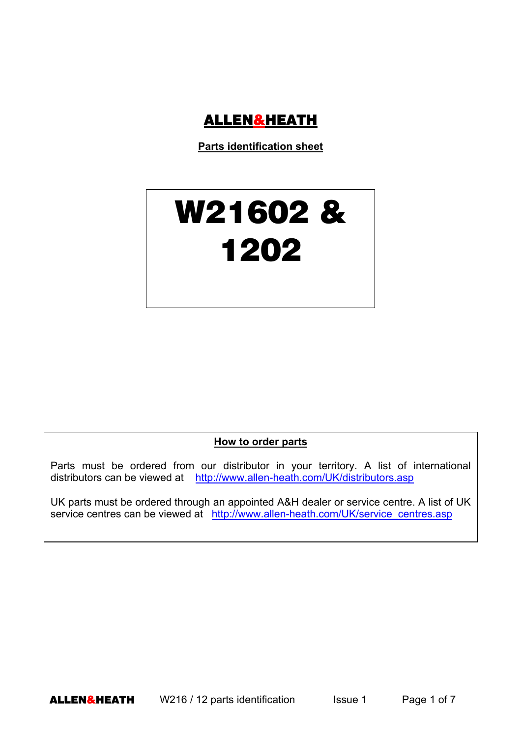# ALLEN&HEATH

**Parts identification sheet**

# W21602 & 1202

## How to order parts

Parts must be ordered from our distributor in your territory. A list of international distributors can be viewed at http://www.allen-heath.com/UK/distributors.asp

UK parts must be ordered through an appointed A&H dealer or service centre. A list of UK service centres can be viewed at http://www.allen-heath.com/UK/service_centres.asp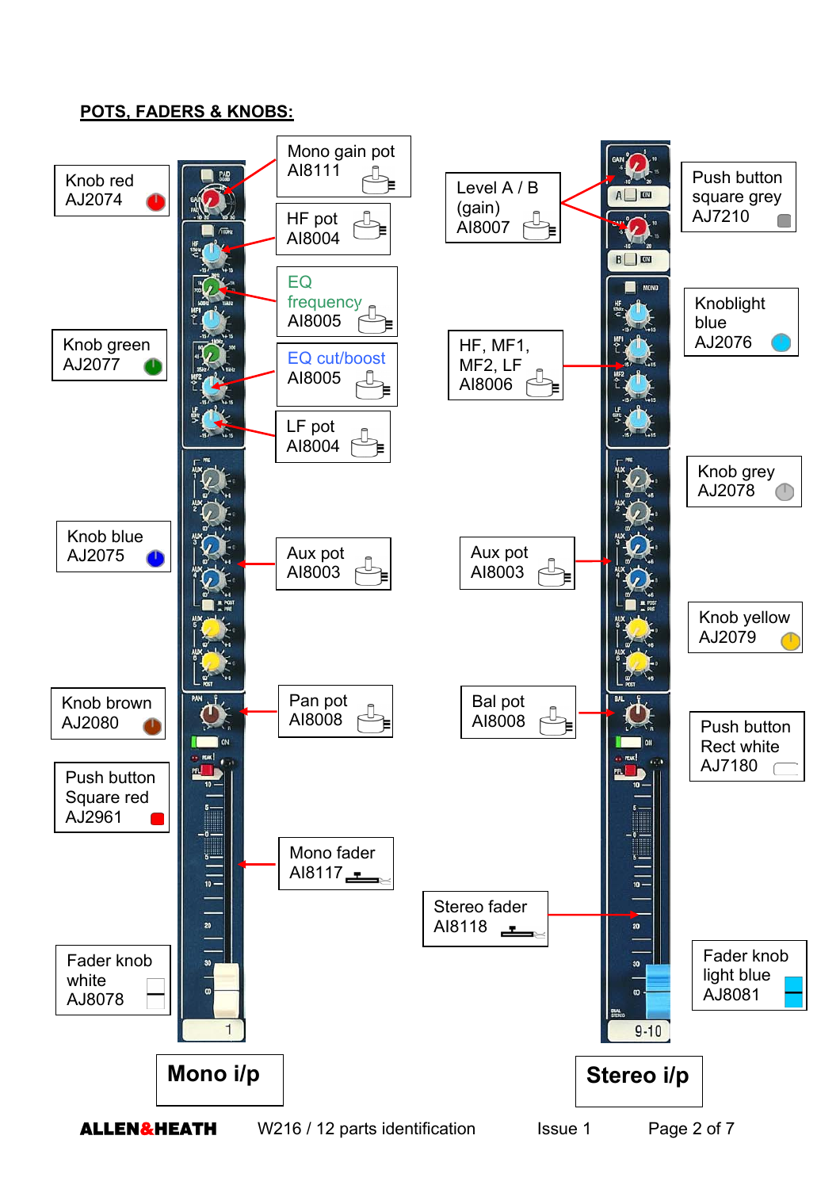## POTS, FADERS & KNOBS:

**Mono i/p**

- Knob red AJ2074
- Mono gain pot AI8111
- HF pot AI8004
- EQ frequency AI8005
- Knob green AJ2077
- EQ cut/boost AI8005
- LF pot AI8004
- Knob blue AJ2075
- Aux pot AI8003
- Knob brown AJ2080
- Pan pot AI8008
- Push button Square red AJ2961
- Mono fader AI8117
- Fader knob white AJ8078

**Stereo i/p**

- Level A / B (gain) AI8007
- Push button square grey AJ7210
- Knoblight blue AJ2076
- HF, MF1, MF2, LF AI8006
- Knob grey AJ2078
- Aux pot AI8003
- Knob yellow AJ2079
- Bal pot AI8008
- Push button Rect white AJ7180
- Stereo fader AI8118
- Fader knob light blue AJ8081

ALLEN&HEATH W216 / 12 parts identification Issue 1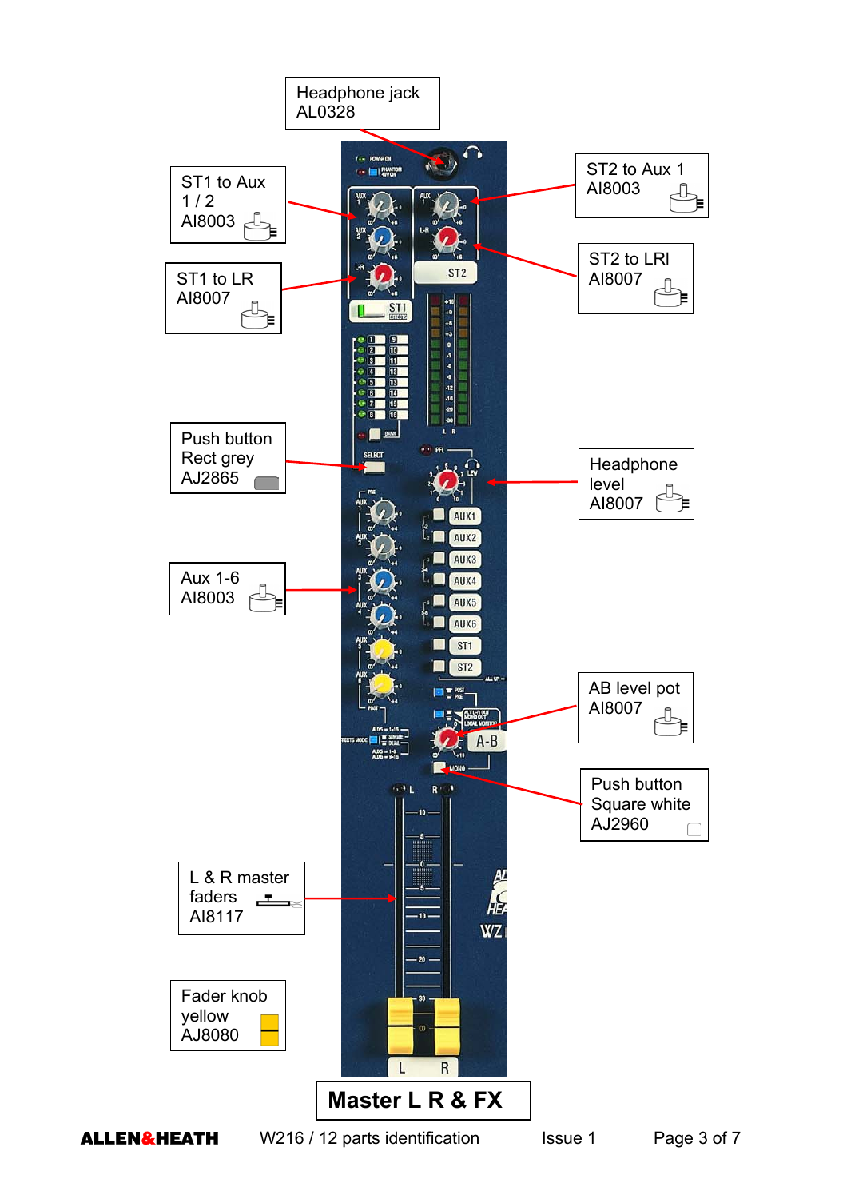Headphone jack
AL0328

ST1 to Aux 1 / 2
AI8003

ST2 to Aux 1
AI8003

ST1 to LR
AI8007

ST2 to LRI
AI8007

Push button
Rect grey
AJ2865

Headphone level
AI8007

Aux 1-6
AI8003

AB level pot
AI8007

Push button
Square white
AJ2960

L & R master faders
AI8117

Fader knob
yellow
AJ8080

# Master L R & FX

**ALLEN&HEATH** W216 / 12 parts identification Issue 1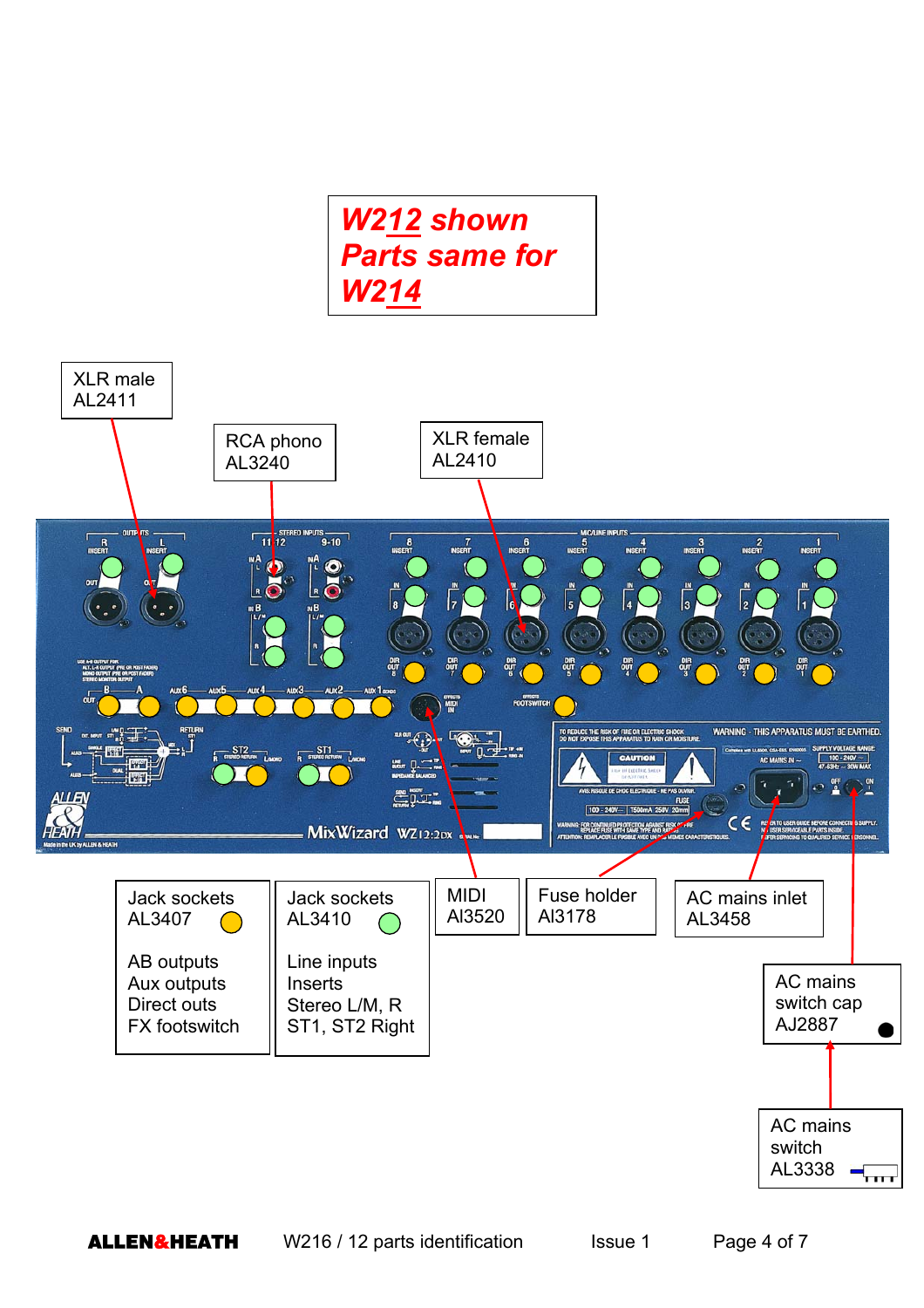***W212 shown***
***Parts same for***
***W214***

XLR male
AL2411

RCA phono
AL3240

XLR female
AL2410

Jack sockets
AL3407

AB outputs
Aux outputs
Direct outs
FX footswitch

Jack sockets
AL3410

Line inputs
Inserts
Stereo L/M, R
ST1, ST2 Right

MIDI
AI3520

Fuse holder
AI3178

AC mains inlet
AL3458

AC mains
switch cap
AJ2887

AC mains
switch
AL3338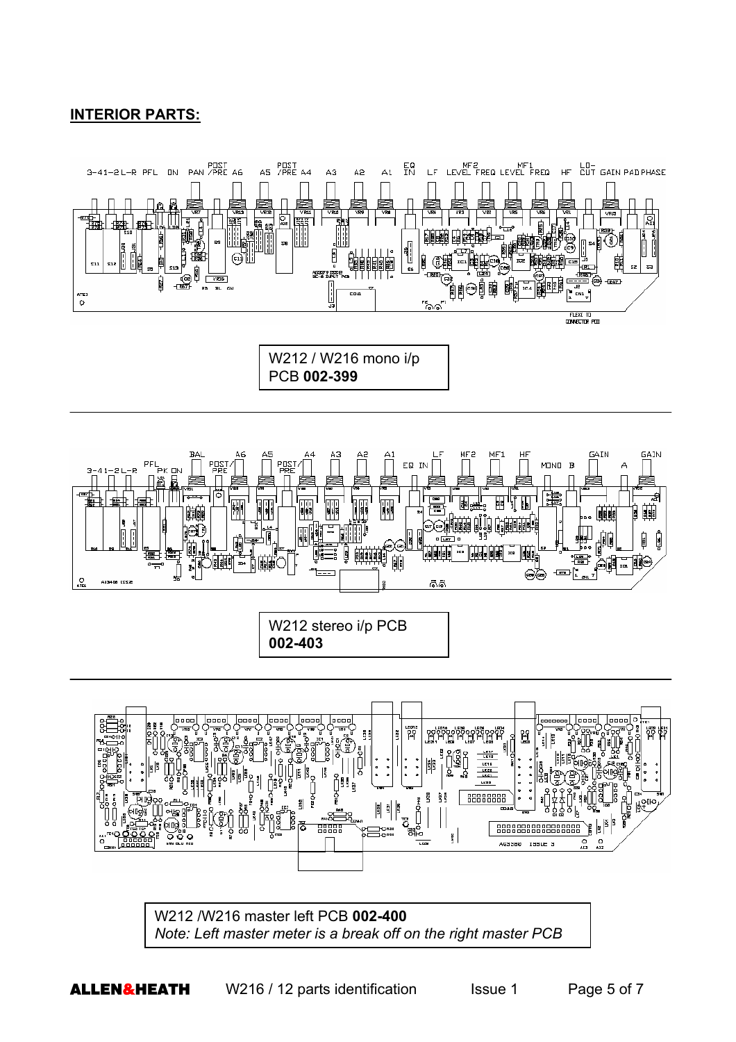**INTERIOR PARTS:**

W212 / W216 mono i/p PCB **002-399**

W212 stereo i/p PCB **002-403**

W212 /W216 master left PCB **002-400**

*Note: Left master meter is a break off on the right master PCB*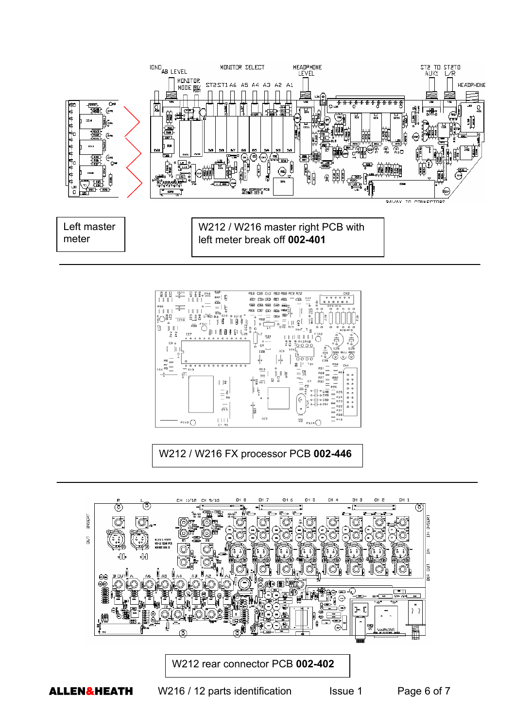Left master meter

W212 / W216 master right PCB with left meter break off **002-401**

---

W212 / W216 FX processor PCB **002-446**

---

W212 rear connector PCB **002-402**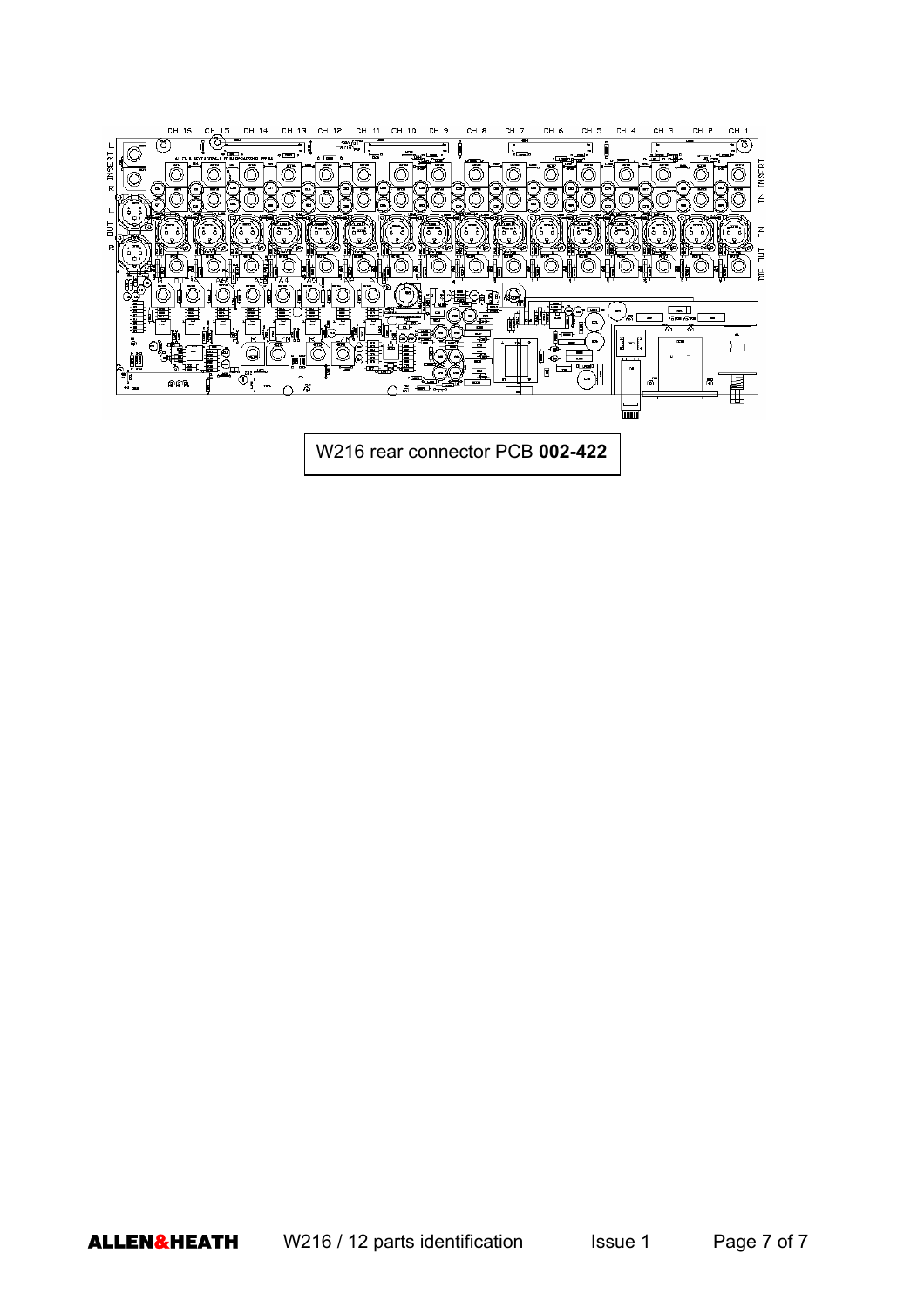W216 rear connector PCB **002-422**